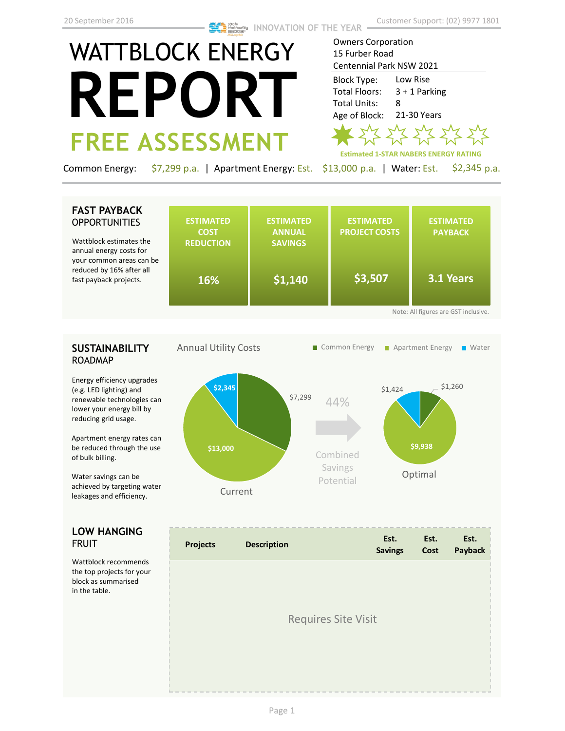20 September 2016

INNOVATION OF THE YEAR

Customer Support: (02) 9977 1801

# WATTBLOCK ENERGY REPORT

## FREE ASSESSMENT

Owners Corporation
15 Furber Road
Centennial Park NSW 2021

| | |
|---|---|
| Block Type: | Low Rise |
| Total Floors: | 3 + 1 Parking |
| Total Units: | 8 |
| Age of Block: | 21-30 Years |

Estimated 1-STAR NABERS ENERGY RATING

Common Energy: $7,299 p.a. | Apartment Energy: Est. $13,000 p.a. | Water: Est. $2,345 p.a.

## FAST PAYBACK OPPORTUNITIES

Wattblock estimates the annual energy costs for your common areas can be reduced by 16% after all fast payback projects.

| ESTIMATED COST REDUCTION | ESTIMATED ANNUAL SAVINGS | ESTIMATED PROJECT COSTS | ESTIMATED PAYBACK |
|---|---|---|---|
| 16% | $1,140 | $3,507 | 3.1 Years |

Note: All figures are GST inclusive.

## SUSTAINABILITY ROADMAP

Energy efficiency upgrades (e.g. LED lighting) and renewable technologies can lower your energy bill by reducing grid usage.

Apartment energy rates can be reduced through the use of bulk billing.

Water savings can be achieved by targeting water leakages and efficiency.

Annual Utility Costs

Common Energy | Apartment Energy | Water

Current: Common Energy $7,299; Apartment Energy $13,000; Water $2,345

44% Combined Savings Potential

Optimal: Common Energy $1,260; Apartment Energy $9,938; Water $1,424

## LOW HANGING FRUIT

Wattblock recommends the top projects for your block as summarised in the table.

| Projects | Description | Est. Savings | Est. Cost | Est. Payback |
|---|---|---|---|---|
| Requires Site Visit | | | | |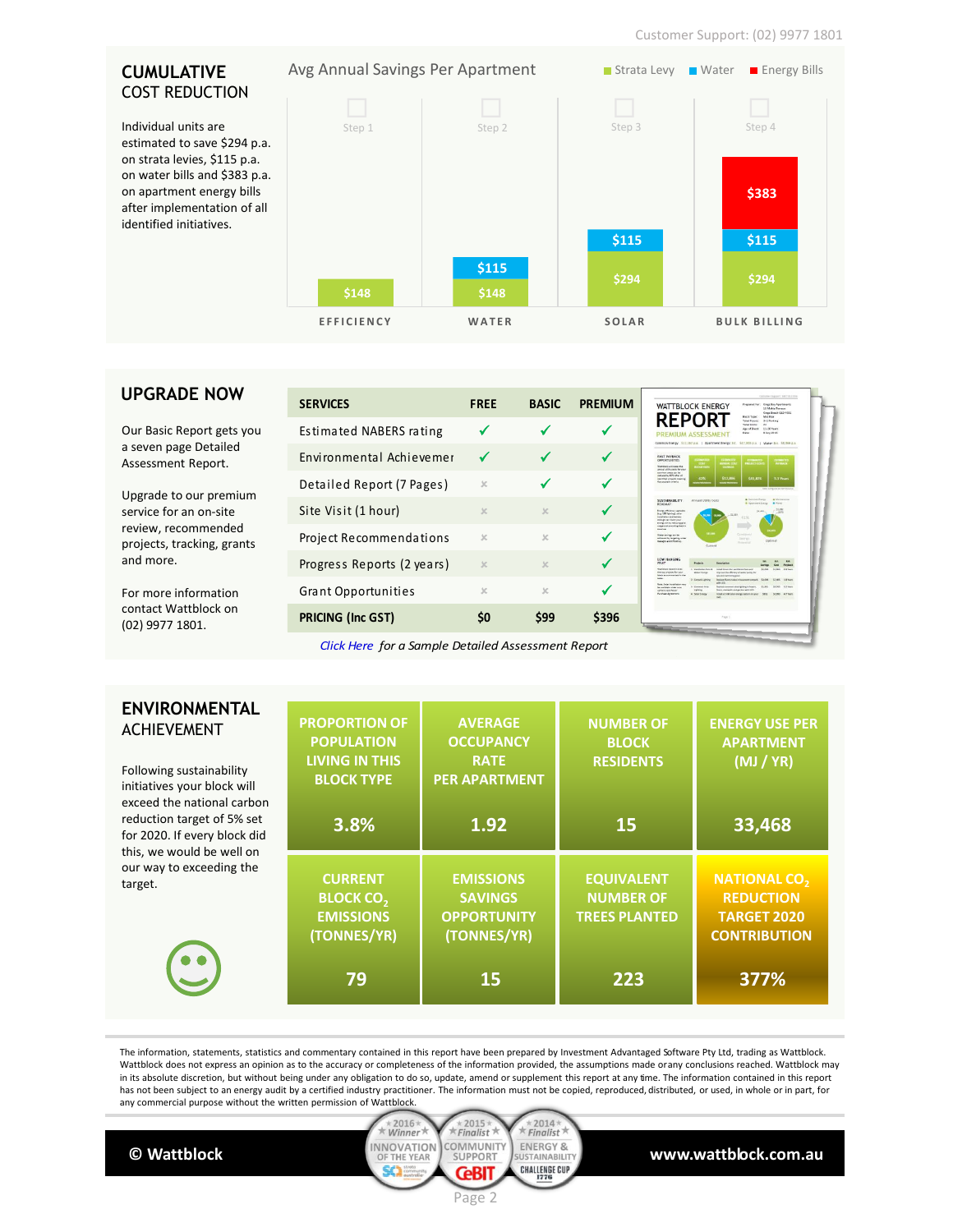## CUMULATIVE COST REDUCTION

Individual units are estimated to save $294 p.a. on strata levies, $115 p.a. on water bills and $383 p.a. on apartment energy bills after implementation of all identified initiatives.

Avg Annual Savings Per Apartment

Strata Levy Water Energy Bills

Step 1 Step 2 Step 3 Step 4

$148

$115
$148

$115
$294

$383
$115
$294

EFFICIENCY WATER SOLAR BULK BILLING

## UPGRADE NOW

Our Basic Report gets you a seven page Detailed Assessment Report.

Upgrade to our premium service for an on-site review, recommended projects, tracking, grants and more.

For more information contact Wattblock on (02) 9977 1801.

| SERVICES | FREE | BASIC | PREMIUM |
|---|---|---|---|
| Estimated NABERS rating | ✓ | ✓ | ✓ |
| Environmental Achievemer | ✓ | ✓ | ✓ |
| Detailed Report (7 Pages) | × | ✓ | ✓ |
| Site Visit (1 hour) | × | × | ✓ |
| Project Recommendations | × | × | ✓ |
| Progress Reports (2 years) | × | × | ✓ |
| Grant Opportunities | × | × | ✓ |
| **PRICING (Inc GST)** | **$0** | **$99** | **$396** |

*Click Here for a Sample Detailed Assessment Report*

## ENVIRONMENTAL ACHIEVEMENT

Following sustainability initiatives your block will exceed the national carbon reduction target of 5% set for 2020. If every block did this, we would be well on our way to exceeding the target.

| | | | |
|---|---|---|---|
| PROPORTION OF POPULATION LIVING IN THIS BLOCK TYPE | AVERAGE OCCUPANCY RATE PER APARTMENT | NUMBER OF BLOCK RESIDENTS | ENERGY USE PER APARTMENT (MJ / YR) |
| 3.8% | 1.92 | 15 | 33,468 |
| CURRENT BLOCK $CO_2$ EMISSIONS (TONNES/YR) | EMISSIONS SAVINGS OPPORTUNITY (TONNES/YR) | EQUIVALENT NUMBER OF TREES PLANTED | NATIONAL $CO_2$ REDUCTION TARGET 2020 CONTRIBUTION |
| 79 | 15 | 223 | 377% |

The information, statements, statistics and commentary contained in this report have been prepared by Investment Advantaged Software Pty Ltd, trading as Wattblock. Wattblock does not express an opinion as to the accuracy or completeness of the information provided, the assumptions made orany conclusions reached. Wattblock may in its absolute discretion, but without being under any obligation to do so, update, amend or supplement this report at any time. The information contained in this report has not been subject to an energy audit by a certified industry practitioner. The information must not be copied, reproduced, distributed, or used, in whole or in part, for any commercial purpose without the written permission of Wattblock.

© Wattblock

2016 Winner INNOVATION OF THE YEAR | 2015 Finalist COMMUNITY SUPPORT CeBIT | 2014 Finalist ENERGY & SUSTAINABILITY CHALLENGE CUP

www.wattblock.com.au